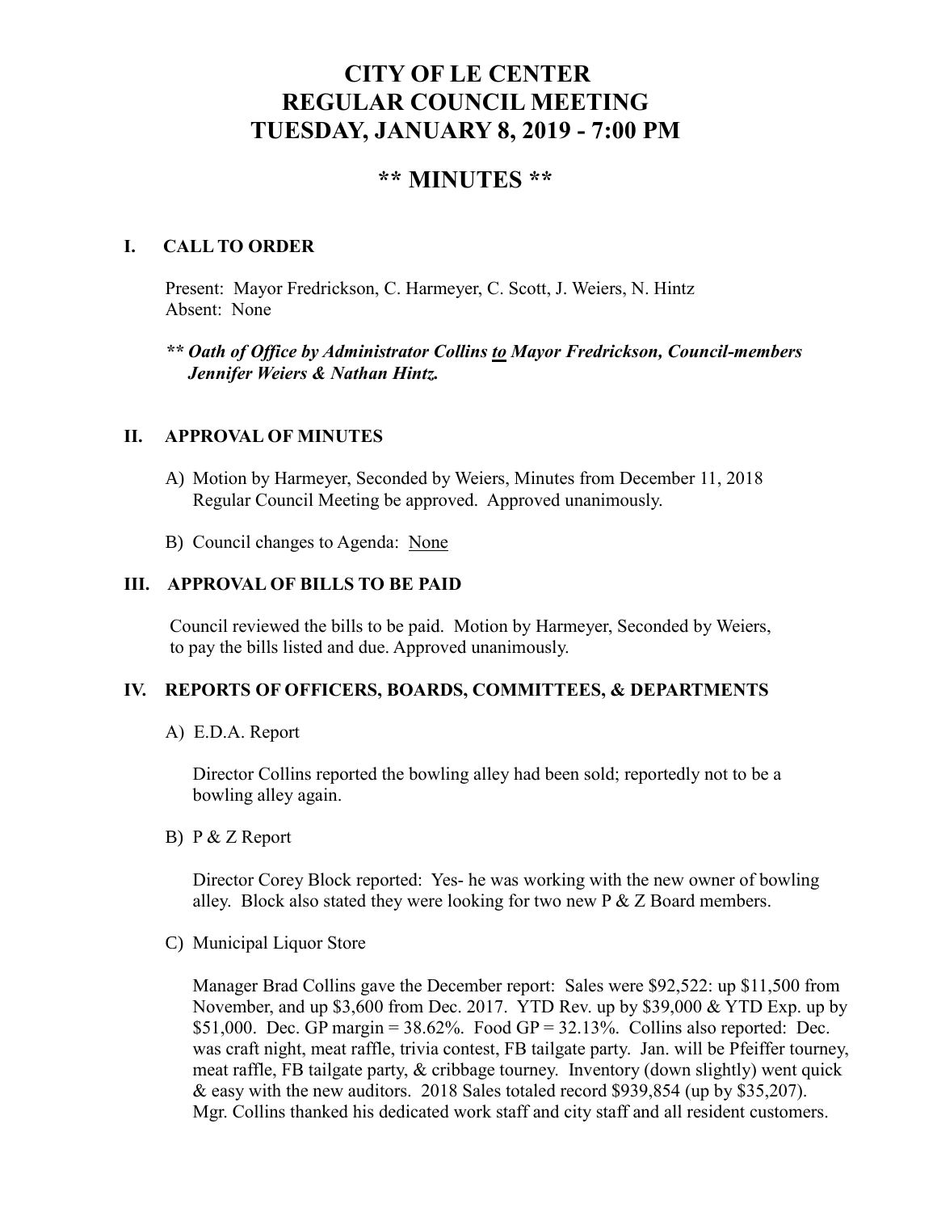# CITY OF LE CENTER
# REGULAR COUNCIL MEETING
# TUESDAY, JANUARY 8, 2019 - 7:00 PM

## ** MINUTES **

### I. CALL TO ORDER

Present: Mayor Fredrickson, C. Harmeyer, C. Scott, J. Weiers, N. Hintz
Absent: None

***** Oath of Office by Administrator Collins to Mayor Fredrickson, Council-members Jennifer Weiers & Nathan Hintz.***

### II. APPROVAL OF MINUTES

A) Motion by Harmeyer, Seconded by Weiers, Minutes from December 11, 2018 Regular Council Meeting be approved. Approved unanimously.

B) Council changes to Agenda: None

### III. APPROVAL OF BILLS TO BE PAID

Council reviewed the bills to be paid. Motion by Harmeyer, Seconded by Weiers, to pay the bills listed and due. Approved unanimously.

### IV. REPORTS OF OFFICERS, BOARDS, COMMITTEES, & DEPARTMENTS

A) E.D.A. Report

Director Collins reported the bowling alley had been sold; reportedly not to be a bowling alley again.

B) P & Z Report

Director Corey Block reported: Yes- he was working with the new owner of bowling alley. Block also stated they were looking for two new P & Z Board members.

C) Municipal Liquor Store

Manager Brad Collins gave the December report: Sales were $92,522: up $11,500 from November, and up $3,600 from Dec. 2017. YTD Rev. up by $39,000 & YTD Exp. up by $51,000. Dec. GP margin = 38.62%. Food GP = 32.13%. Collins also reported: Dec. was craft night, meat raffle, trivia contest, FB tailgate party. Jan. will be Pfeiffer tourney, meat raffle, FB tailgate party, & cribbage tourney. Inventory (down slightly) went quick & easy with the new auditors. 2018 Sales totaled record $939,854 (up by $35,207). Mgr. Collins thanked his dedicated work staff and city staff and all resident customers.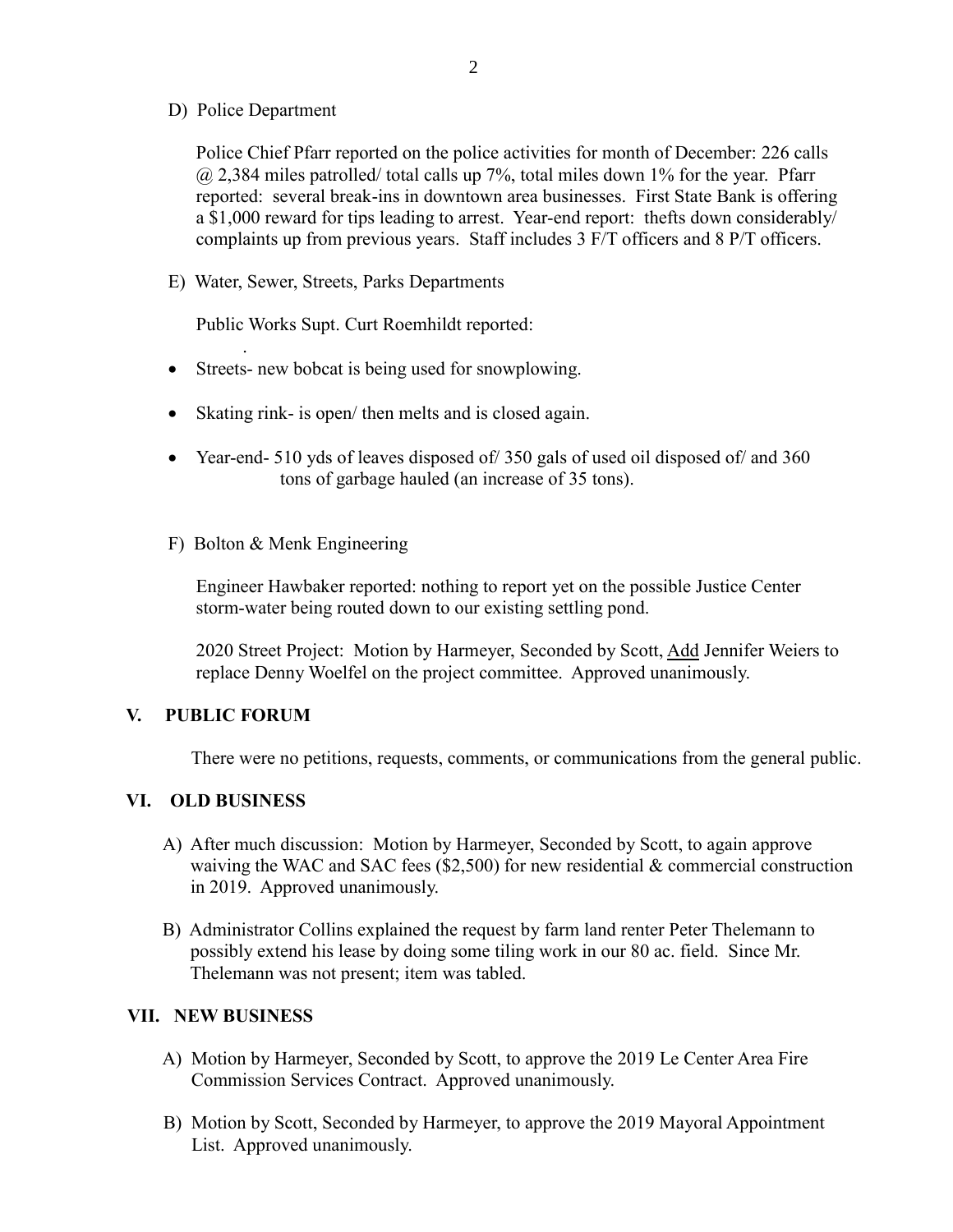D) Police Department

Police Chief Pfarr reported on the police activities for month of December: 226 calls @ 2,384 miles patrolled/ total calls up 7%, total miles down 1% for the year. Pfarr reported: several break-ins in downtown area businesses. First State Bank is offering a $1,000 reward for tips leading to arrest. Year-end report: thefts down considerably/ complaints up from previous years. Staff includes 3 F/T officers and 8 P/T officers.

E) Water, Sewer, Streets, Parks Departments

Public Works Supt. Curt Roemhildt reported:

- Streets- new bobcat is being used for snowplowing.
- Skating rink- is open/ then melts and is closed again.
- Year-end- 510 yds of leaves disposed of/ 350 gals of used oil disposed of/ and 360 tons of garbage hauled (an increase of 35 tons).

F) Bolton & Menk Engineering

Engineer Hawbaker reported: nothing to report yet on the possible Justice Center storm-water being routed down to our existing settling pond.

2020 Street Project: Motion by Harmeyer, Seconded by Scott, <u>Add</u> Jennifer Weiers to replace Denny Woelfel on the project committee. Approved unanimously.

## V. PUBLIC FORUM

There were no petitions, requests, comments, or communications from the general public.

## VI. OLD BUSINESS

A) After much discussion: Motion by Harmeyer, Seconded by Scott, to again approve waiving the WAC and SAC fees ($2,500) for new residential & commercial construction in 2019. Approved unanimously.

B) Administrator Collins explained the request by farm land renter Peter Thelemann to possibly extend his lease by doing some tiling work in our 80 ac. field. Since Mr. Thelemann was not present; item was tabled.

## VII. NEW BUSINESS

A) Motion by Harmeyer, Seconded by Scott, to approve the 2019 Le Center Area Fire Commission Services Contract. Approved unanimously.

B) Motion by Scott, Seconded by Harmeyer, to approve the 2019 Mayoral Appointment List. Approved unanimously.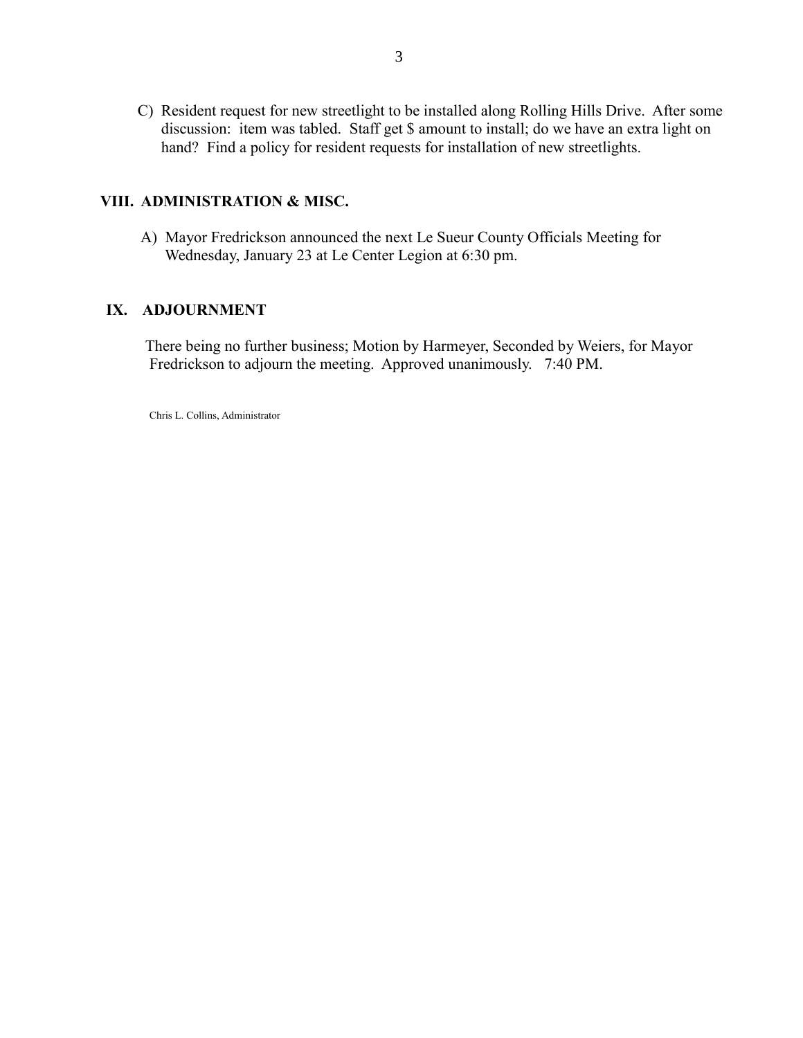C) Resident request for new streetlight to be installed along Rolling Hills Drive. After some discussion: item was tabled. Staff get $ amount to install; do we have an extra light on hand? Find a policy for resident requests for installation of new streetlights.

## VIII. ADMINISTRATION & MISC.

A) Mayor Fredrickson announced the next Le Sueur County Officials Meeting for Wednesday, January 23 at Le Center Legion at 6:30 pm.

## IX. ADJOURNMENT

There being no further business; Motion by Harmeyer, Seconded by Weiers, for Mayor Fredrickson to adjourn the meeting. Approved unanimously. 7:40 PM.

Chris L. Collins, Administrator